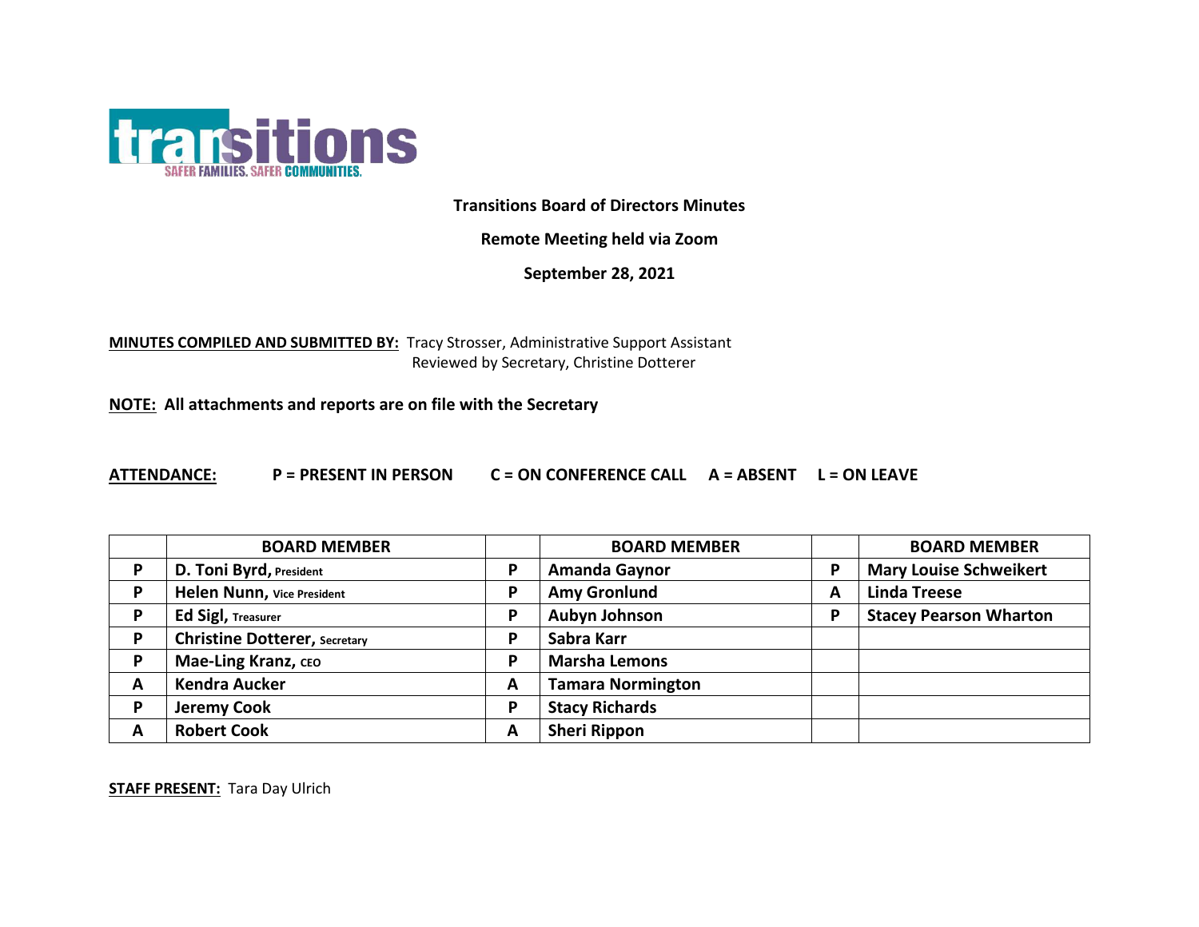transitions
SAFER FAMILIES. SAFER COMMUNITIES.

**Transitions Board of Directors Minutes**

**Remote Meeting held via Zoom**

**September 28, 2021**

**MINUTES COMPILED AND SUBMITTED BY:** Tracy Strosser, Administrative Support Assistant
Reviewed by Secretary, Christine Dotterer

**NOTE: All attachments and reports are on file with the Secretary**

**ATTENDANCE:** **P = PRESENT IN PERSON** **C = ON CONFERENCE CALL** **A = ABSENT** **L = ON LEAVE**

| | BOARD MEMBER | | BOARD MEMBER | | BOARD MEMBER |
|---|---|---|---|---|---|
| P | **D. Toni Byrd, President** | P | **Amanda Gaynor** | P | **Mary Louise Schweikert** |
| P | **Helen Nunn, Vice President** | P | **Amy Gronlund** | A | **Linda Treese** |
| P | **Ed Sigl, Treasurer** | P | **Aubyn Johnson** | P | **Stacey Pearson Wharton** |
| P | **Christine Dotterer, Secretary** | P | **Sabra Karr** | | |
| P | **Mae-Ling Kranz, CEO** | P | **Marsha Lemons** | | |
| A | **Kendra Aucker** | A | **Tamara Normington** | | |
| P | **Jeremy Cook** | P | **Stacy Richards** | | |
| A | **Robert Cook** | A | **Sheri Rippon** | | |

**STAFF PRESENT:** Tara Day Ulrich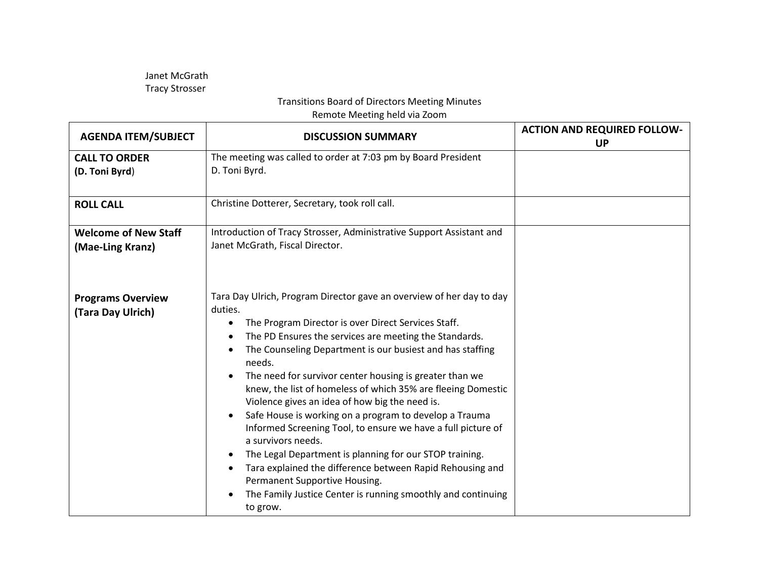Janet McGrath
Tracy Strosser

Transitions Board of Directors Meeting Minutes
Remote Meeting held via Zoom

| AGENDA ITEM/SUBJECT | DISCUSSION SUMMARY | ACTION AND REQUIRED FOLLOW-UP |
|---|---|---|
| **CALL TO ORDER** **(D. Toni Byrd)** | The meeting was called to order at 7:03 pm by Board President D. Toni Byrd. | |
| **ROLL CALL** | Christine Dotterer, Secretary, took roll call. | |
| **Welcome of New Staff (Mae-Ling Kranz)** | Introduction of Tracy Strosser, Administrative Support Assistant and Janet McGrath, Fiscal Director. | |
| **Programs Overview (Tara Day Ulrich)** | Tara Day Ulrich, Program Director gave an overview of her day to day duties.<br>• The Program Director is over Direct Services Staff.<br>• The PD Ensures the services are meeting the Standards.<br>• The Counseling Department is our busiest and has staffing needs.<br>• The need for survivor center housing is greater than we knew, the list of homeless of which 35% are fleeing Domestic Violence gives an idea of how big the need is.<br>• Safe House is working on a program to develop a Trauma Informed Screening Tool, to ensure we have a full picture of a survivors needs.<br>• The Legal Department is planning for our STOP training.<br>• Tara explained the difference between Rapid Rehousing and Permanent Supportive Housing.<br>• The Family Justice Center is running smoothly and continuing to grow. | |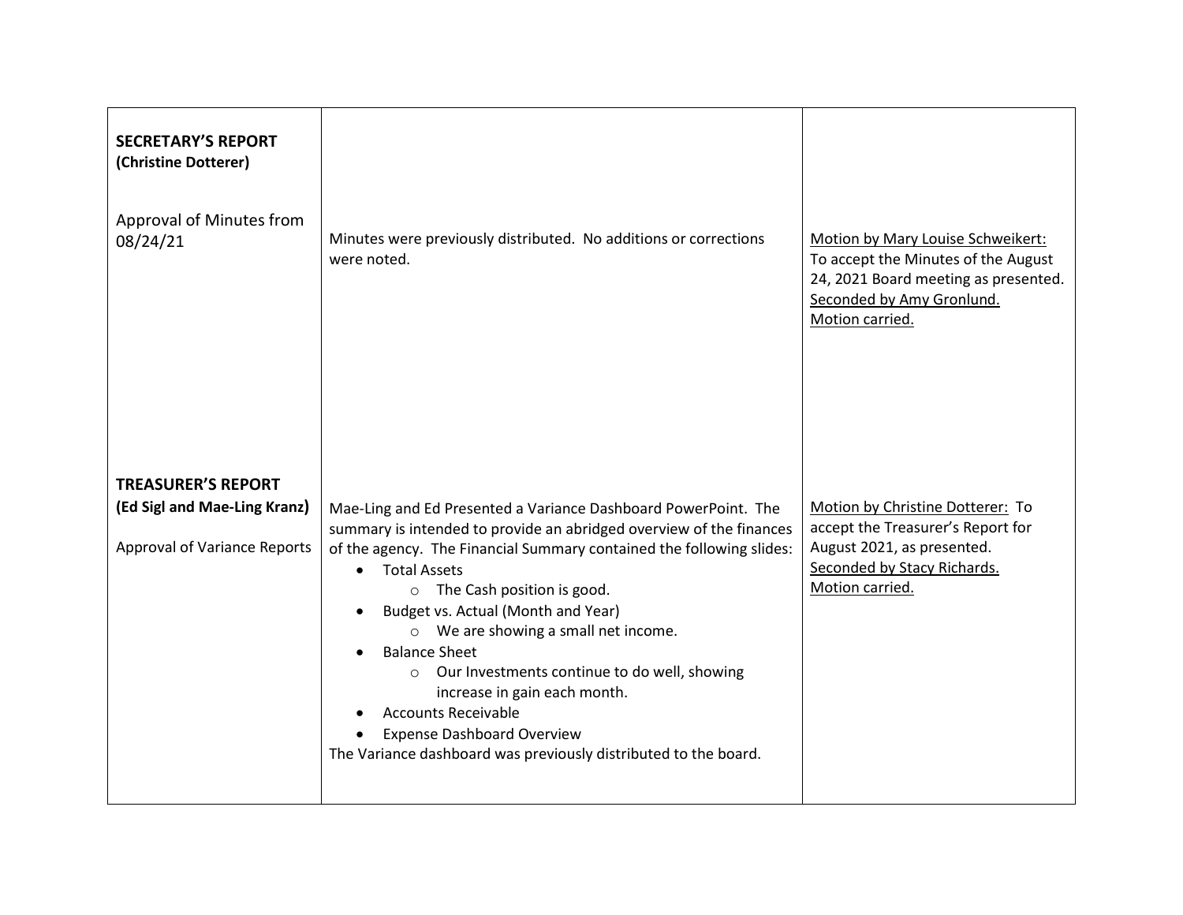| | | |
|---|---|---|
| **SECRETARY'S REPORT**<br>**(Christine Dotterer)**<br><br>Approval of Minutes from 08/24/21 | Minutes were previously distributed. No additions or corrections were noted. | <u>Motion by Mary Louise Schweikert:</u> To accept the Minutes of the August 24, 2021 Board meeting as presented. <u>Seconded by Amy Gronlund.</u> <u>Motion carried.</u> |
| **TREASURER'S REPORT**<br>**(Ed Sigl and Mae-Ling Kranz)**<br><br>Approval of Variance Reports | Mae-Ling and Ed Presented a Variance Dashboard PowerPoint. The summary is intended to provide an abridged overview of the finances of the agency. The Financial Summary contained the following slides:<br>• Total Assets<br>&nbsp;&nbsp;&nbsp;&nbsp;○ The Cash position is good.<br>• Budget vs. Actual (Month and Year)<br>&nbsp;&nbsp;&nbsp;&nbsp;○ We are showing a small net income.<br>• Balance Sheet<br>&nbsp;&nbsp;&nbsp;&nbsp;○ Our Investments continue to do well, showing increase in gain each month.<br>• Accounts Receivable<br>• Expense Dashboard Overview<br>The Variance dashboard was previously distributed to the board. | <u>Motion by Christine Dotterer:</u> To accept the Treasurer's Report for August 2021, as presented. <u>Seconded by Stacy Richards.</u> <u>Motion carried.</u> |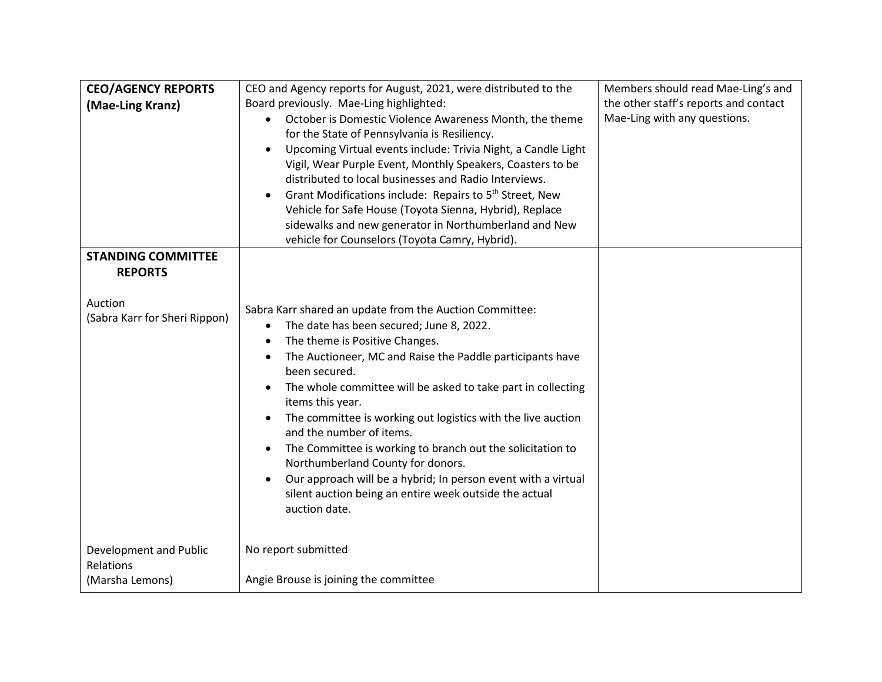| | | |
|---|---|---|
| **CEO/AGENCY REPORTS (Mae-Ling Kranz)** | CEO and Agency reports for August, 2021, were distributed to the Board previously. Mae-Ling highlighted:<br>• October is Domestic Violence Awareness Month, the theme for the State of Pennsylvania is Resiliency.<br>• Upcoming Virtual events include: Trivia Night, a Candle Light Vigil, Wear Purple Event, Monthly Speakers, Coasters to be distributed to local businesses and Radio Interviews.<br>• Grant Modifications include: Repairs to 5th Street, New Vehicle for Safe House (Toyota Sienna, Hybrid), Replace sidewalks and new generator in Northumberland and New vehicle for Counselors (Toyota Camry, Hybrid). | Members should read Mae-Ling's and the other staff's reports and contact Mae-Ling with any questions. |
| **STANDING COMMITTEE REPORTS**<br><br>Auction<br>(Sabra Karr for Sheri Rippon) | Sabra Karr shared an update from the Auction Committee:<br>• The date has been secured; June 8, 2022.<br>• The theme is Positive Changes.<br>• The Auctioneer, MC and Raise the Paddle participants have been secured.<br>• The whole committee will be asked to take part in collecting items this year.<br>• The committee is working out logistics with the live auction and the number of items.<br>• The Committee is working to branch out the solicitation to Northumberland County for donors.<br>• Our approach will be a hybrid; In person event with a virtual silent auction being an entire week outside the actual auction date. | |
| Development and Public Relations<br>(Marsha Lemons) | No report submitted<br><br>Angie Brouse is joining the committee | |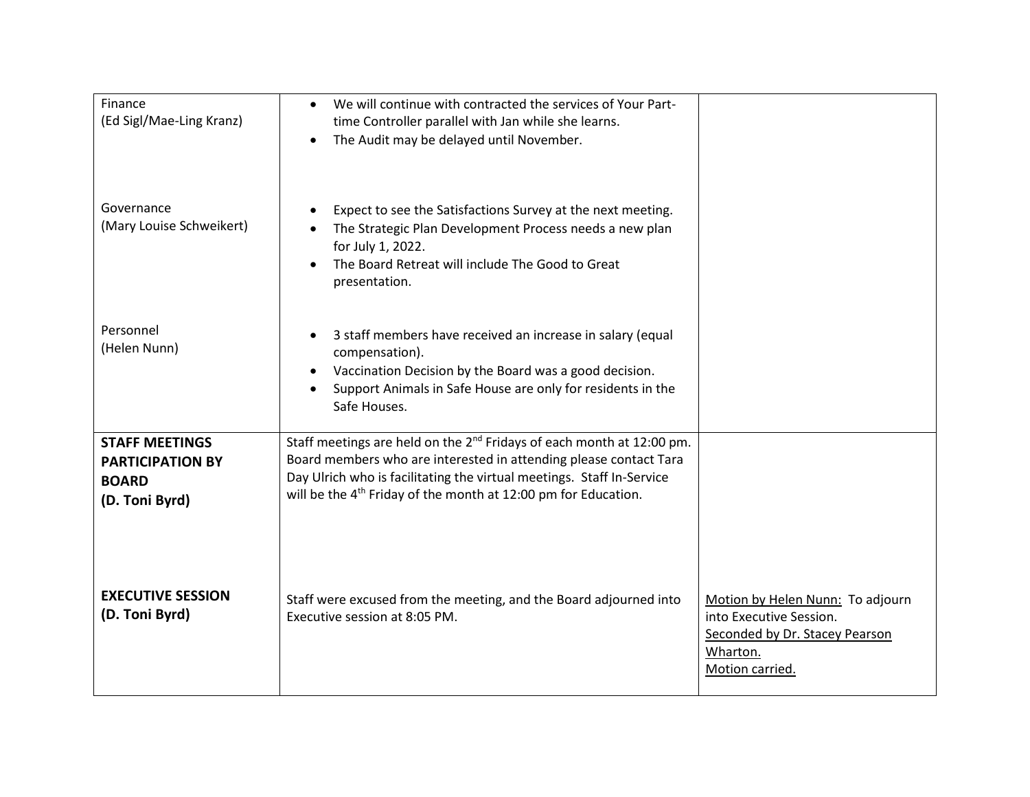| | | |
|---|---|---|
| Finance<br>(Ed Sigl/Mae-Ling Kranz) | • We will continue with contracted the services of Your Part-time Controller parallel with Jan while she learns.<br>• The Audit may be delayed until November. | |
| Governance<br>(Mary Louise Schweikert) | • Expect to see the Satisfactions Survey at the next meeting.<br>• The Strategic Plan Development Process needs a new plan for July 1, 2022.<br>• The Board Retreat will include The Good to Great presentation. | |
| Personnel<br>(Helen Nunn) | • 3 staff members have received an increase in salary (equal compensation).<br>• Vaccination Decision by the Board was a good decision.<br>• Support Animals in Safe House are only for residents in the Safe Houses. | |
| **STAFF MEETINGS PARTICIPATION BY BOARD**<br>**(D. Toni Byrd)** | Staff meetings are held on the 2nd Fridays of each month at 12:00 pm. Board members who are interested in attending please contact Tara Day Ulrich who is facilitating the virtual meetings. Staff In-Service will be the 4th Friday of the month at 12:00 pm for Education. | |
| **EXECUTIVE SESSION**<br>**(D. Toni Byrd)** | Staff were excused from the meeting, and the Board adjourned into Executive session at 8:05 PM. | Motion by Helen Nunn: To adjourn into Executive Session.<br>Seconded by Dr. Stacey Pearson Wharton.<br>Motion carried. |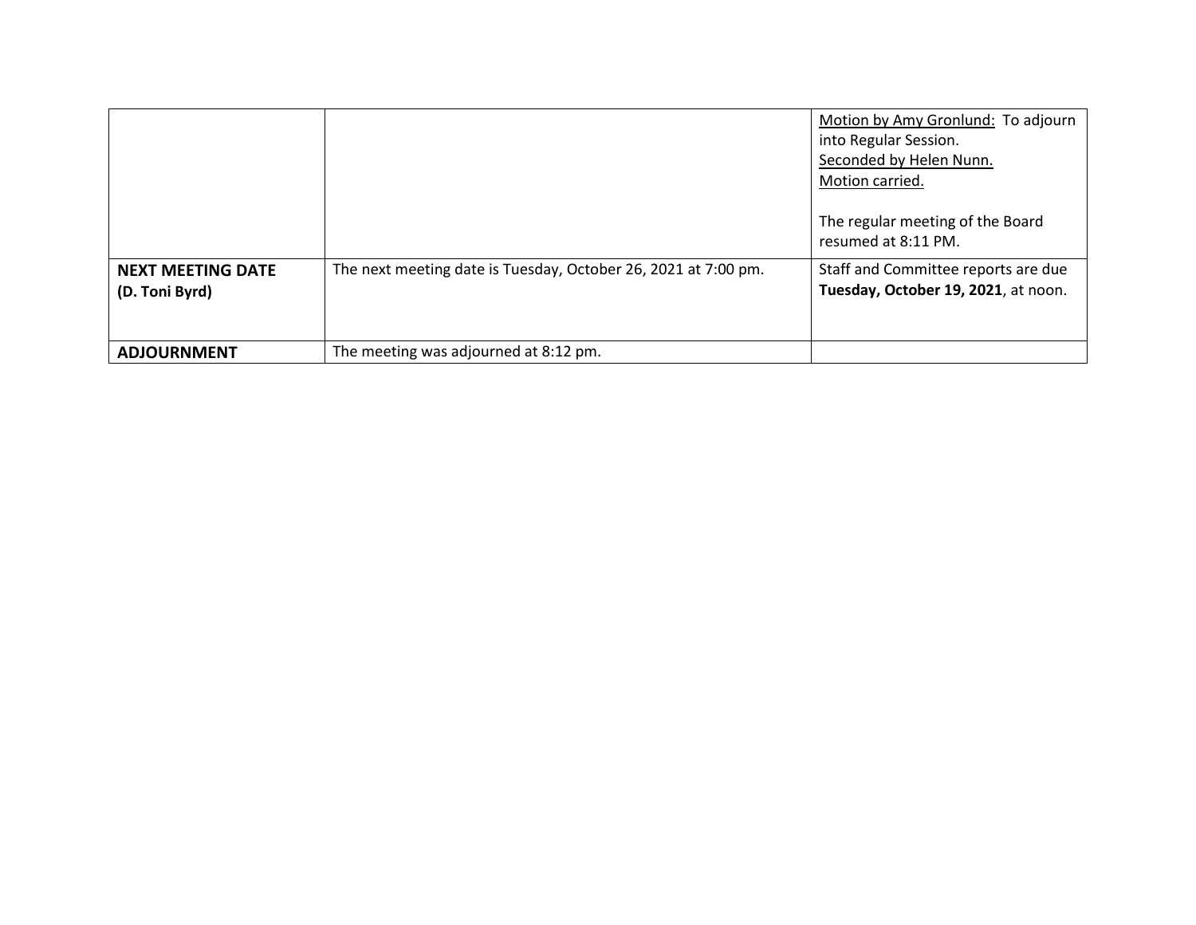| | | |
|---|---|---|
| | | Motion by Amy Gronlund: To adjourn into Regular Session.<br>Seconded by Helen Nunn.<br>Motion carried.<br><br>The regular meeting of the Board resumed at 8:11 PM. |
| **NEXT MEETING DATE**<br>**(D. Toni Byrd)** | The next meeting date is Tuesday, October 26, 2021 at 7:00 pm. | Staff and Committee reports are due **Tuesday, October 19, 2021**, at noon. |
| **ADJOURNMENT** | The meeting was adjourned at 8:12 pm. | |